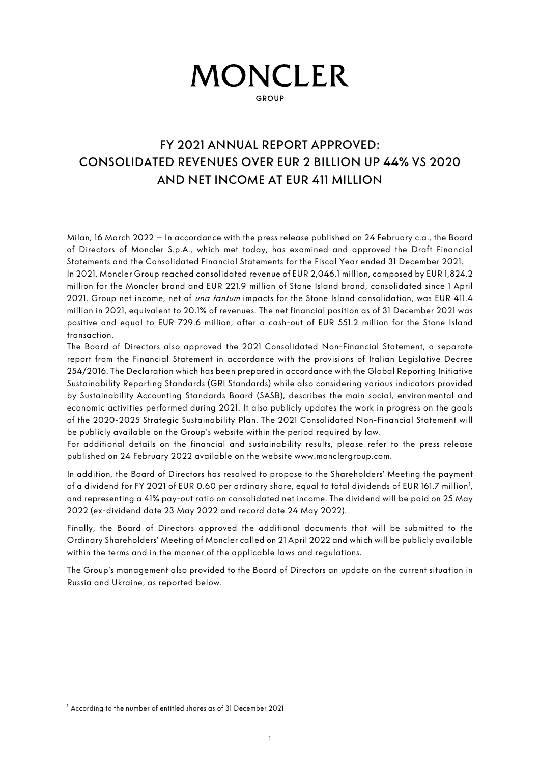# MONCLER

GROUP

## FY 2021 ANNUAL REPORT APPROVED: CONSOLIDATED REVENUES OVER EUR 2 BILLION UP 44% VS 2020 AND NET INCOME AT EUR 411 MILLION

Milan, 16 March 2022 – In accordance with the press release published on 24 February c.a., the Board of Directors of Moncler S.p.A., which met today, has examined and approved the Draft Financial Statements and the Consolidated Financial Statements for the Fiscal Year ended 31 December 2021.

In 2021, Moncler Group reached consolidated revenue of EUR 2,046.1 million, composed by EUR 1,824.2 million for the Moncler brand and EUR 221.9 million of Stone Island brand, consolidated since 1 April 2021. Group net income, net of *una tantum* impacts for the Stone Island consolidation, was EUR 411.4 million in 2021, equivalent to 20.1% of revenues. The net financial position as of 31 December 2021 was positive and equal to EUR 729.6 million, after a cash-out of EUR 551.2 million for the Stone Island transaction.

The Board of Directors also approved the 2021 Consolidated Non-Financial Statement, a separate report from the Financial Statement in accordance with the provisions of Italian Legislative Decree 254/2016. The Declaration which has been prepared in accordance with the Global Reporting Initiative Sustainability Reporting Standards (GRI Standards) while also considering various indicators provided by Sustainability Accounting Standards Board (SASB), describes the main social, environmental and economic activities performed during 2021. It also publicly updates the work in progress on the goals of the 2020-2025 Strategic Sustainability Plan. The 2021 Consolidated Non-Financial Statement will be publicly available on the Group's website within the period required by law.

For additional details on the financial and sustainability results, please refer to the press release published on 24 February 2022 available on the website www.monclergroup.com.

In addition, the Board of Directors has resolved to propose to the Shareholders' Meeting the payment of a dividend for FY 2021 of EUR 0.60 per ordinary share, equal to total dividends of EUR 161.7 million[1], and representing a 41% pay-out ratio on consolidated net income. The dividend will be paid on 25 May 2022 (ex-dividend date 23 May 2022 and record date 24 May 2022).

Finally, the Board of Directors approved the additional documents that will be submitted to the Ordinary Shareholders' Meeting of Moncler called on 21 April 2022 and which will be publicly available within the terms and in the manner of the applicable laws and regulations.

The Group's management also provided to the Board of Directors an update on the current situation in Russia and Ukraine, as reported below.

[1] According to the number of entitled shares as of 31 December 2021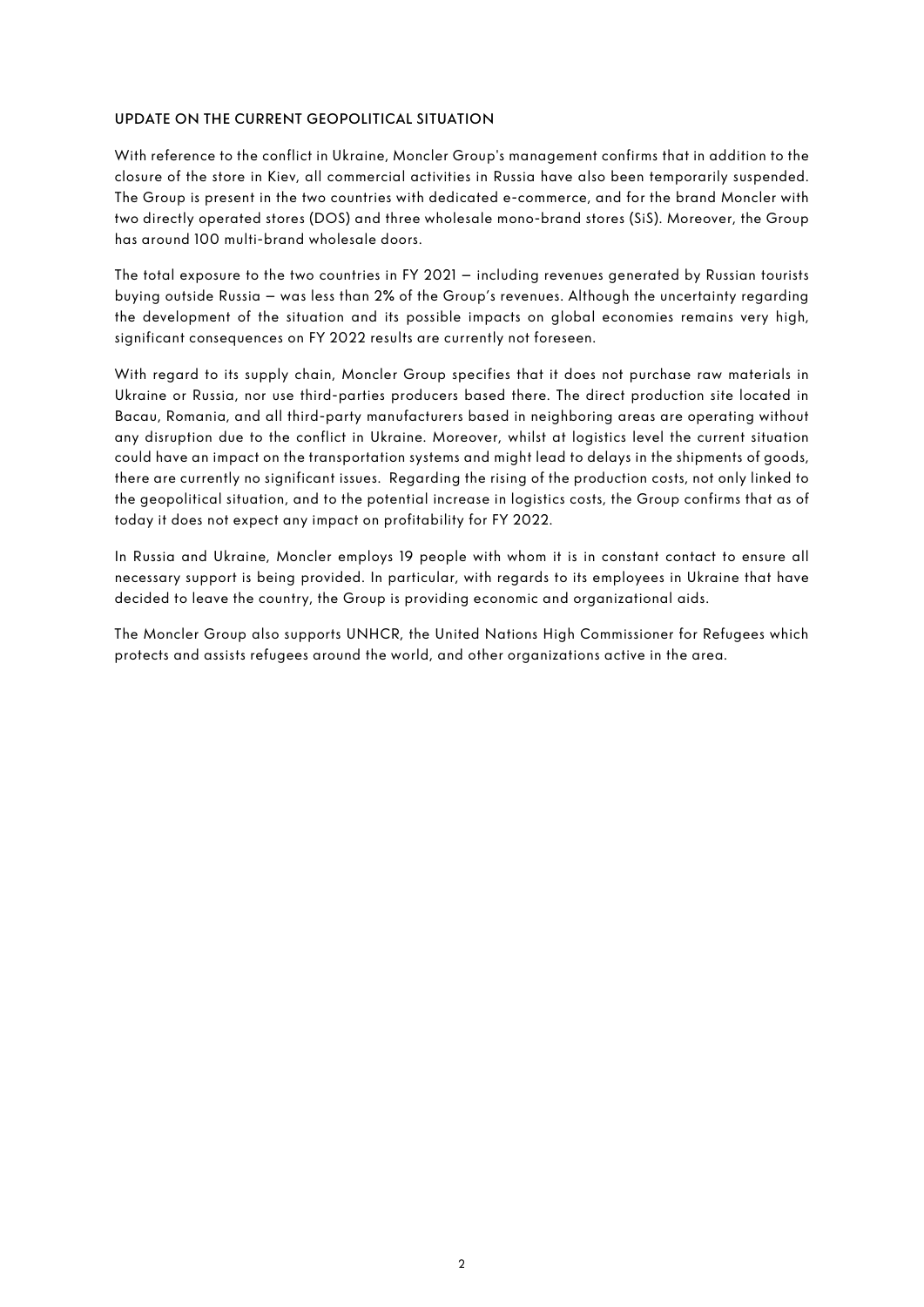## UPDATE ON THE CURRENT GEOPOLITICAL SITUATION

With reference to the conflict in Ukraine, Moncler Group's management confirms that in addition to the closure of the store in Kiev, all commercial activities in Russia have also been temporarily suspended. The Group is present in the two countries with dedicated e-commerce, and for the brand Moncler with two directly operated stores (DOS) and three wholesale mono-brand stores (SiS). Moreover, the Group has around 100 multi-brand wholesale doors.

The total exposure to the two countries in FY 2021 – including revenues generated by Russian tourists buying outside Russia – was less than 2% of the Group's revenues. Although the uncertainty regarding the development of the situation and its possible impacts on global economies remains very high, significant consequences on FY 2022 results are currently not foreseen.

With regard to its supply chain, Moncler Group specifies that it does not purchase raw materials in Ukraine or Russia, nor use third-parties producers based there. The direct production site located in Bacau, Romania, and all third-party manufacturers based in neighboring areas are operating without any disruption due to the conflict in Ukraine. Moreover, whilst at logistics level the current situation could have an impact on the transportation systems and might lead to delays in the shipments of goods, there are currently no significant issues. Regarding the rising of the production costs, not only linked to the geopolitical situation, and to the potential increase in logistics costs, the Group confirms that as of today it does not expect any impact on profitability for FY 2022.

In Russia and Ukraine, Moncler employs 19 people with whom it is in constant contact to ensure all necessary support is being provided. In particular, with regards to its employees in Ukraine that have decided to leave the country, the Group is providing economic and organizational aids.

The Moncler Group also supports UNHCR, the United Nations High Commissioner for Refugees which protects and assists refugees around the world, and other organizations active in the area.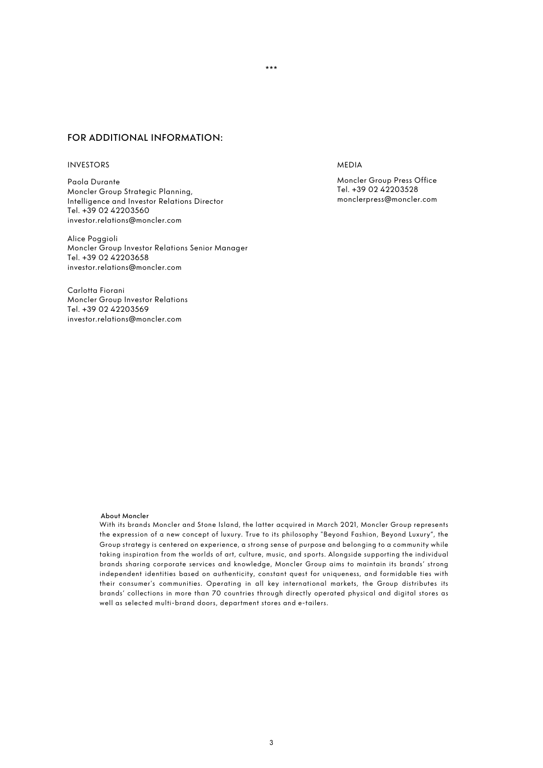\*\*\*

## FOR ADDITIONAL INFORMATION:

INVESTORS

Paola Durante
Moncler Group Strategic Planning, Intelligence and Investor Relations Director
Tel. +39 02 42203560
investor.relations@moncler.com

Alice Poggioli
Moncler Group Investor Relations Senior Manager
Tel. +39 02 42203658
investor.relations@moncler.com

Carlotta Fiorani
Moncler Group Investor Relations
Tel. +39 02 42203569
investor.relations@moncler.com

MEDIA

Moncler Group Press Office
Tel. +39 02 42203528
monclerpress@moncler.com

**About Moncler**
With its brands Moncler and Stone Island, the latter acquired in March 2021, Moncler Group represents the expression of a new concept of luxury. True to its philosophy "Beyond Fashion, Beyond Luxury", the Group strategy is centered on experience, a strong sense of purpose and belonging to a community while taking inspiration from the worlds of art, culture, music, and sports. Alongside supporting the individual brands sharing corporate services and knowledge, Moncler Group aims to maintain its brands' strong independent identities based on authenticity, constant quest for uniqueness, and formidable ties with their consumer's communities. Operating in all key international markets, the Group distributes its brands' collections in more than 70 countries through directly operated physical and digital stores as well as selected multi-brand doors, department stores and e-tailers.